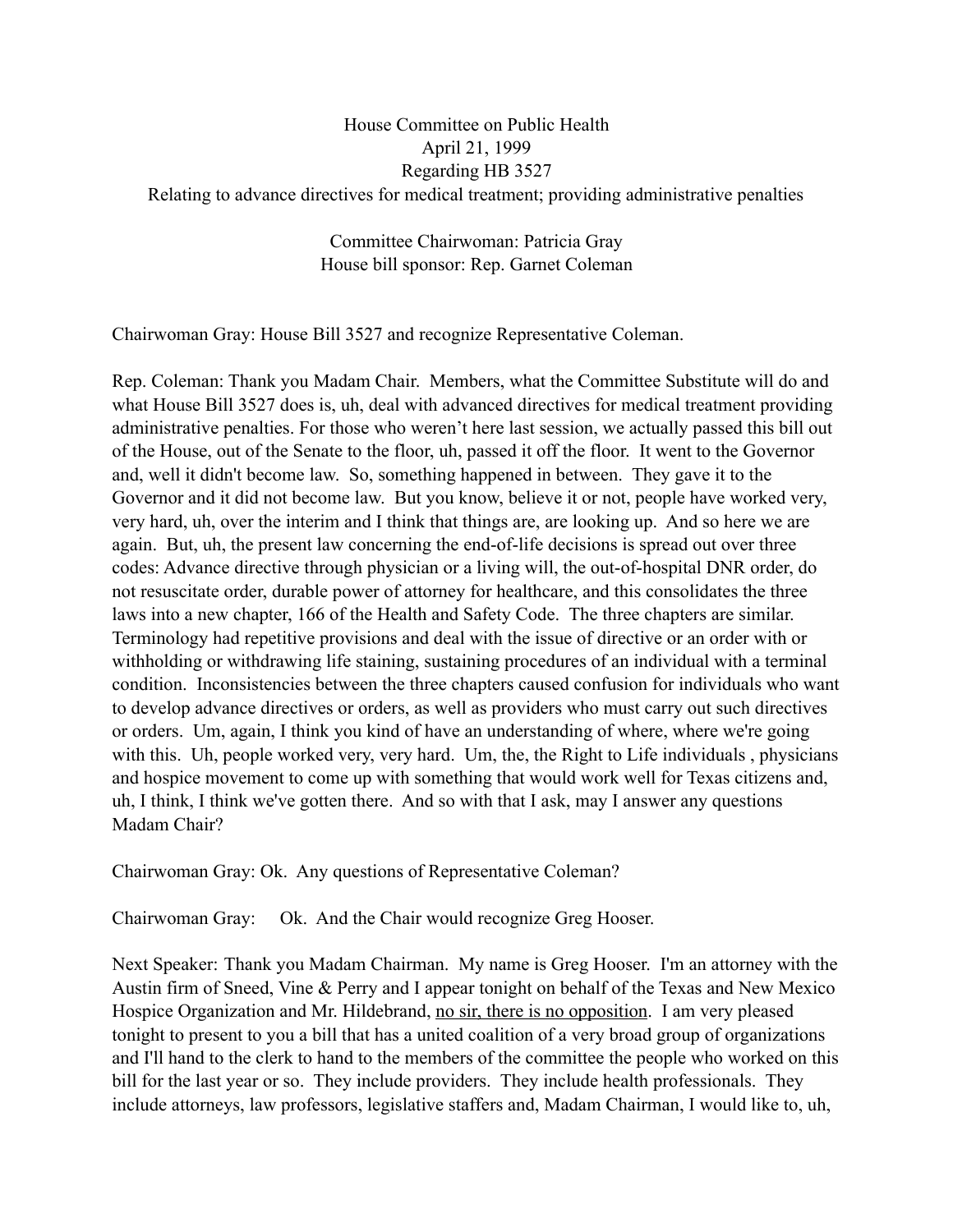House Committee on Public Health
April 21, 1999
Regarding HB 3527
Relating to advance directives for medical treatment; providing administrative penalties

Committee Chairwoman: Patricia Gray
House bill sponsor: Rep. Garnet Coleman

Chairwoman Gray: House Bill 3527 and recognize Representative Coleman.

Rep. Coleman: Thank you Madam Chair. Members, what the Committee Substitute will do and what House Bill 3527 does is, uh, deal with advanced directives for medical treatment providing administrative penalties. For those who weren't here last session, we actually passed this bill out of the House, out of the Senate to the floor, uh, passed it off the floor. It went to the Governor and, well it didn't become law. So, something happened in between. They gave it to the Governor and it did not become law. But you know, believe it or not, people have worked very, very hard, uh, over the interim and I think that things are, are looking up. And so here we are again. But, uh, the present law concerning the end-of-life decisions is spread out over three codes: Advance directive through physician or a living will, the out-of-hospital DNR order, do not resuscitate order, durable power of attorney for healthcare, and this consolidates the three laws into a new chapter, 166 of the Health and Safety Code. The three chapters are similar. Terminology had repetitive provisions and deal with the issue of directive or an order with or withholding or withdrawing life staining, sustaining procedures of an individual with a terminal condition. Inconsistencies between the three chapters caused confusion for individuals who want to develop advance directives or orders, as well as providers who must carry out such directives or orders. Um, again, I think you kind of have an understanding of where, where we're going with this. Uh, people worked very, very hard. Um, the, the Right to Life individuals , physicians and hospice movement to come up with something that would work well for Texas citizens and, uh, I think, I think we've gotten there. And so with that I ask, may I answer any questions Madam Chair?

Chairwoman Gray: Ok. Any questions of Representative Coleman?

Chairwoman Gray: Ok. And the Chair would recognize Greg Hooser.

Next Speaker: Thank you Madam Chairman. My name is Greg Hooser. I'm an attorney with the Austin firm of Sneed, Vine & Perry and I appear tonight on behalf of the Texas and New Mexico Hospice Organization and Mr. Hildebrand, <u>no sir, there is no opposition</u>. I am very pleased tonight to present to you a bill that has a united coalition of a very broad group of organizations and I'll hand to the clerk to hand to the members of the committee the people who worked on this bill for the last year or so. They include providers. They include health professionals. They include attorneys, law professors, legislative staffers and, Madam Chairman, I would like to, uh,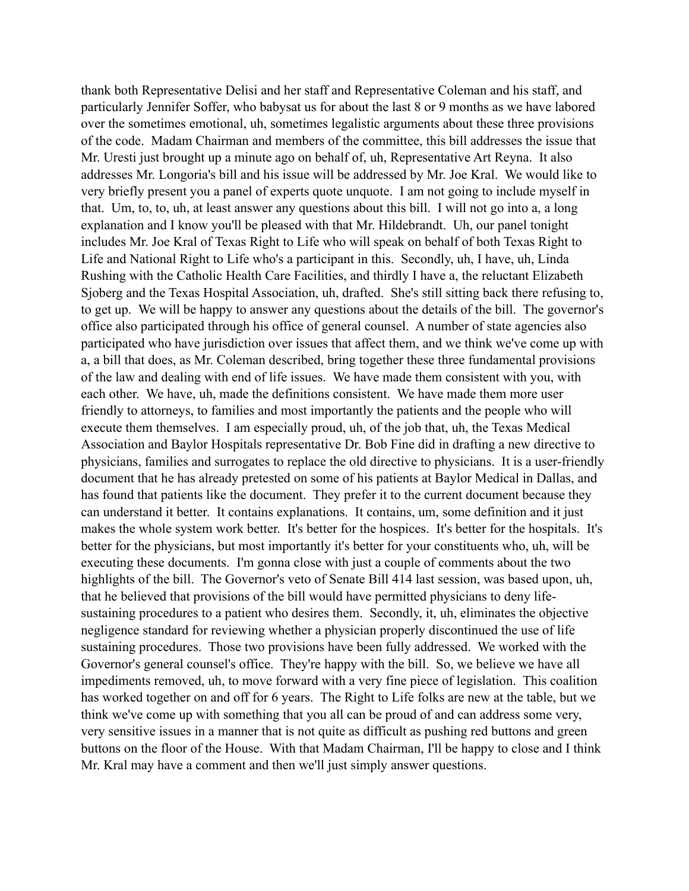thank both Representative Delisi and her staff and Representative Coleman and his staff, and particularly Jennifer Soffer, who babysat us for about the last 8 or 9 months as we have labored over the sometimes emotional, uh, sometimes legalistic arguments about these three provisions of the code. Madam Chairman and members of the committee, this bill addresses the issue that Mr. Uresti just brought up a minute ago on behalf of, uh, Representative Art Reyna. It also addresses Mr. Longoria's bill and his issue will be addressed by Mr. Joe Kral. We would like to very briefly present you a panel of experts quote unquote. I am not going to include myself in that. Um, to, to, uh, at least answer any questions about this bill. I will not go into a, a long explanation and I know you'll be pleased with that Mr. Hildebrandt. Uh, our panel tonight includes Mr. Joe Kral of Texas Right to Life who will speak on behalf of both Texas Right to Life and National Right to Life who's a participant in this. Secondly, uh, I have, uh, Linda Rushing with the Catholic Health Care Facilities, and thirdly I have a, the reluctant Elizabeth Sjoberg and the Texas Hospital Association, uh, drafted. She's still sitting back there refusing to, to get up. We will be happy to answer any questions about the details of the bill. The governor's office also participated through his office of general counsel. A number of state agencies also participated who have jurisdiction over issues that affect them, and we think we've come up with a, a bill that does, as Mr. Coleman described, bring together these three fundamental provisions of the law and dealing with end of life issues. We have made them consistent with you, with each other. We have, uh, made the definitions consistent. We have made them more user friendly to attorneys, to families and most importantly the patients and the people who will execute them themselves. I am especially proud, uh, of the job that, uh, the Texas Medical Association and Baylor Hospitals representative Dr. Bob Fine did in drafting a new directive to physicians, families and surrogates to replace the old directive to physicians. It is a user-friendly document that he has already pretested on some of his patients at Baylor Medical in Dallas, and has found that patients like the document. They prefer it to the current document because they can understand it better. It contains explanations. It contains, um, some definition and it just makes the whole system work better. It's better for the hospices. It's better for the hospitals. It's better for the physicians, but most importantly it's better for your constituents who, uh, will be executing these documents. I'm gonna close with just a couple of comments about the two highlights of the bill. The Governor's veto of Senate Bill 414 last session, was based upon, uh, that he believed that provisions of the bill would have permitted physicians to deny life-sustaining procedures to a patient who desires them. Secondly, it, uh, eliminates the objective negligence standard for reviewing whether a physician properly discontinued the use of life sustaining procedures. Those two provisions have been fully addressed. We worked with the Governor's general counsel's office. They're happy with the bill. So, we believe we have all impediments removed, uh, to move forward with a very fine piece of legislation. This coalition has worked together on and off for 6 years. The Right to Life folks are new at the table, but we think we've come up with something that you all can be proud of and can address some very, very sensitive issues in a manner that is not quite as difficult as pushing red buttons and green buttons on the floor of the House. With that Madam Chairman, I'll be happy to close and I think Mr. Kral may have a comment and then we'll just simply answer questions.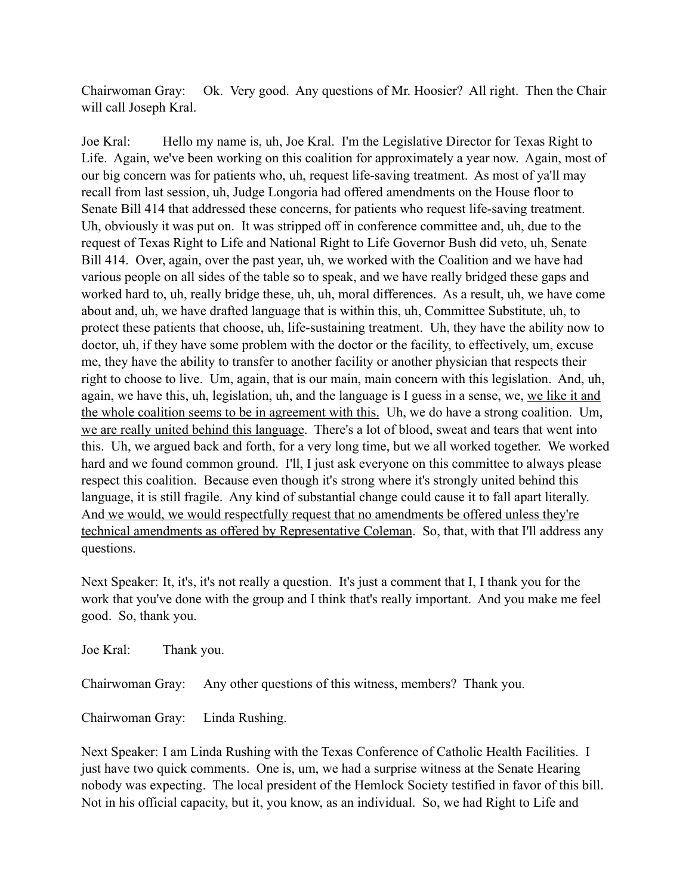Chairwoman Gray: Ok. Very good. Any questions of Mr. Hoosier? All right. Then the Chair will call Joseph Kral.

Joe Kral: Hello my name is, uh, Joe Kral. I'm the Legislative Director for Texas Right to Life. Again, we've been working on this coalition for approximately a year now. Again, most of our big concern was for patients who, uh, request life-saving treatment. As most of ya'll may recall from last session, uh, Judge Longoria had offered amendments on the House floor to Senate Bill 414 that addressed these concerns, for patients who request life-saving treatment. Uh, obviously it was put on. It was stripped off in conference committee and, uh, due to the request of Texas Right to Life and National Right to Life Governor Bush did veto, uh, Senate Bill 414. Over, again, over the past year, uh, we worked with the Coalition and we have had various people on all sides of the table so to speak, and we have really bridged these gaps and worked hard to, uh, really bridge these, uh, uh, moral differences. As a result, uh, we have come about and, uh, we have drafted language that is within this, uh, Committee Substitute, uh, to protect these patients that choose, uh, life-sustaining treatment. Uh, they have the ability now to doctor, uh, if they have some problem with the doctor or the facility, to effectively, um, excuse me, they have the ability to transfer to another facility or another physician that respects their right to choose to live. Um, again, that is our main, main concern with this legislation. And, uh, again, we have this, uh, legislation, uh, and the language is I guess in a sense, we, <u>we like it and the whole coalition seems to be in agreement with this.</u> Uh, we do have a strong coalition. Um, <u>we are really united behind this language</u>. There's a lot of blood, sweat and tears that went into this. Uh, we argued back and forth, for a very long time, but we all worked together. We worked hard and we found common ground. I'll, I just ask everyone on this committee to always please respect this coalition. Because even though it's strong where it's strongly united behind this language, it is still fragile. Any kind of substantial change could cause it to fall apart literally. And <u>we would, we would respectfully request that no amendments be offered unless they're technical amendments as offered by Representative Coleman</u>. So, that, with that I'll address any questions.

Next Speaker: It, it's, it's not really a question. It's just a comment that I, I thank you for the work that you've done with the group and I think that's really important. And you make me feel good. So, thank you.

Joe Kral: Thank you.

Chairwoman Gray: Any other questions of this witness, members? Thank you.

Chairwoman Gray: Linda Rushing.

Next Speaker: I am Linda Rushing with the Texas Conference of Catholic Health Facilities. I just have two quick comments. One is, um, we had a surprise witness at the Senate Hearing nobody was expecting. The local president of the Hemlock Society testified in favor of this bill. Not in his official capacity, but it, you know, as an individual. So, we had Right to Life and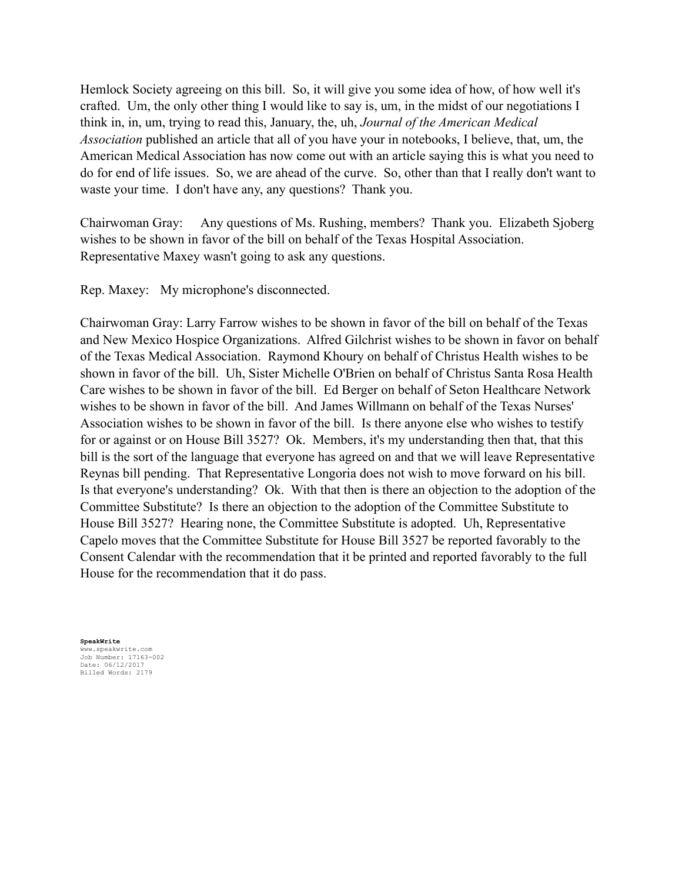Hemlock Society agreeing on this bill. So, it will give you some idea of how, of how well it's crafted. Um, the only other thing I would like to say is, um, in the midst of our negotiations I think in, in, um, trying to read this, January, the, uh, *Journal of the American Medical Association* published an article that all of you have your in notebooks, I believe, that, um, the American Medical Association has now come out with an article saying this is what you need to do for end of life issues. So, we are ahead of the curve. So, other than that I really don't want to waste your time. I don't have any, any questions? Thank you.

Chairwoman Gray: Any questions of Ms. Rushing, members? Thank you. Elizabeth Sjoberg wishes to be shown in favor of the bill on behalf of the Texas Hospital Association. Representative Maxey wasn't going to ask any questions.

Rep. Maxey: My microphone's disconnected.

Chairwoman Gray: Larry Farrow wishes to be shown in favor of the bill on behalf of the Texas and New Mexico Hospice Organizations. Alfred Gilchrist wishes to be shown in favor on behalf of the Texas Medical Association. Raymond Khoury on behalf of Christus Health wishes to be shown in favor of the bill. Uh, Sister Michelle O'Brien on behalf of Christus Santa Rosa Health Care wishes to be shown in favor of the bill. Ed Berger on behalf of Seton Healthcare Network wishes to be shown in favor of the bill. And James Willmann on behalf of the Texas Nurses' Association wishes to be shown in favor of the bill. Is there anyone else who wishes to testify for or against or on House Bill 3527? Ok. Members, it's my understanding then that, that this bill is the sort of the language that everyone has agreed on and that we will leave Representative Reynas bill pending. That Representative Longoria does not wish to move forward on his bill. Is that everyone's understanding? Ok. With that then is there an objection to the adoption of the Committee Substitute? Is there an objection to the adoption of the Committee Substitute to House Bill 3527? Hearing none, the Committee Substitute is adopted. Uh, Representative Capelo moves that the Committee Substitute for House Bill 3527 be reported favorably to the Consent Calendar with the recommendation that it be printed and reported favorably to the full House for the recommendation that it do pass.

**SpeakWrite**
www.speakwrite.com
Job Number: 17163-002
Date: 06/12/2017
Billed Words: 2179